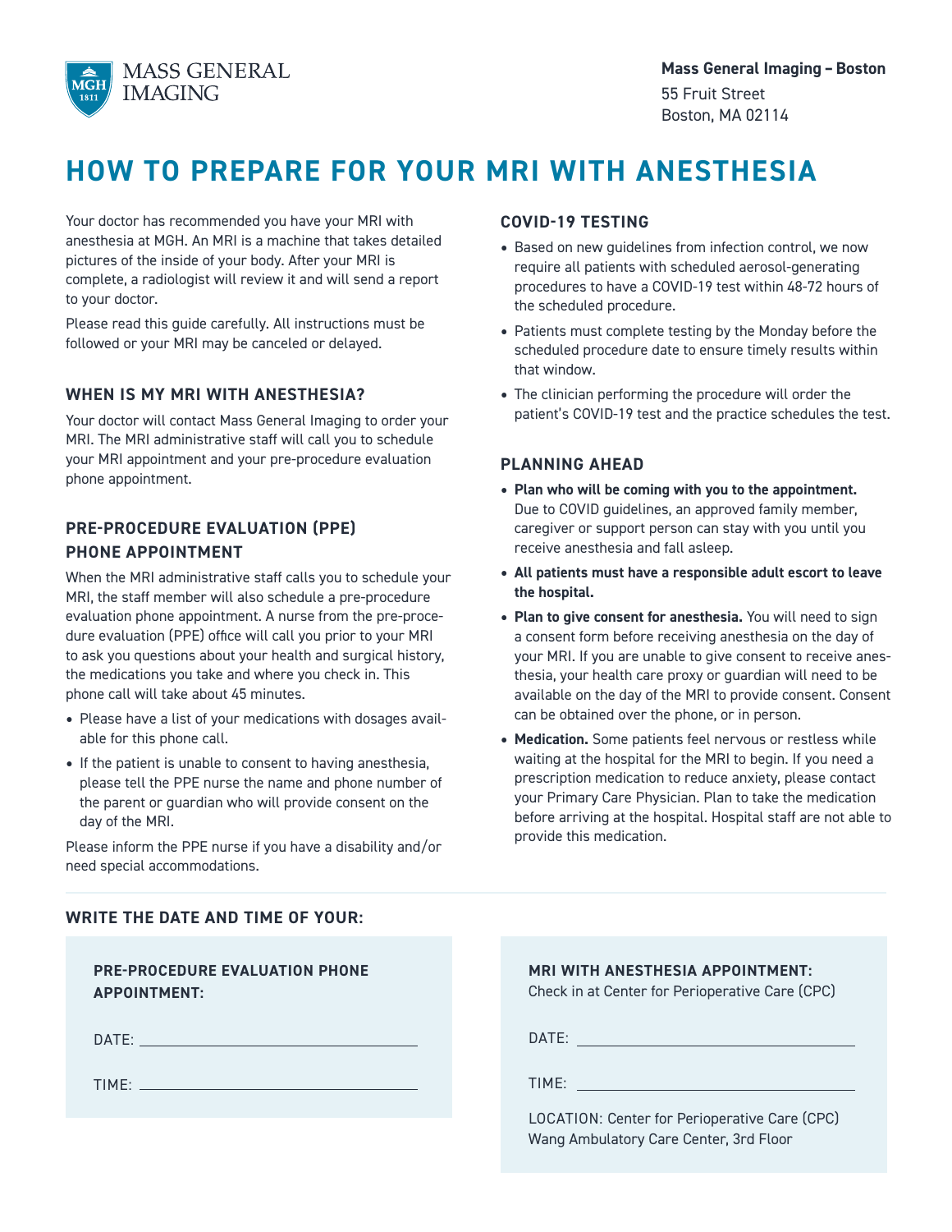MASS GENERAL IMAGING

**Mass General Imaging – Boston**
55 Fruit Street
Boston, MA 02114

# HOW TO PREPARE FOR YOUR MRI WITH ANESTHESIA

Your doctor has recommended you have your MRI with anesthesia at MGH. An MRI is a machine that takes detailed pictures of the inside of your body. After your MRI is complete, a radiologist will review it and will send a report to your doctor.

Please read this guide carefully. All instructions must be followed or your MRI may be canceled or delayed.

## WHEN IS MY MRI WITH ANESTHESIA?

Your doctor will contact Mass General Imaging to order your MRI. The MRI administrative staff will call you to schedule your MRI appointment and your pre-procedure evaluation phone appointment.

## PRE-PROCEDURE EVALUATION (PPE) PHONE APPOINTMENT

When the MRI administrative staff calls you to schedule your MRI, the staff member will also schedule a pre-procedure evaluation phone appointment. A nurse from the pre-procedure evaluation (PPE) office will call you prior to your MRI to ask you questions about your health and surgical history, the medications you take and where you check in. This phone call will take about 45 minutes.

- Please have a list of your medications with dosages available for this phone call.
- If the patient is unable to consent to having anesthesia, please tell the PPE nurse the name and phone number of the parent or guardian who will provide consent on the day of the MRI.

Please inform the PPE nurse if you have a disability and/or need special accommodations.

## COVID-19 TESTING

- Based on new guidelines from infection control, we now require all patients with scheduled aerosol-generating procedures to have a COVID-19 test within 48-72 hours of the scheduled procedure.
- Patients must complete testing by the Monday before the scheduled procedure date to ensure timely results within that window.
- The clinician performing the procedure will order the patient's COVID-19 test and the practice schedules the test.

## PLANNING AHEAD

- **Plan who will be coming with you to the appointment.** Due to COVID guidelines, an approved family member, caregiver or support person can stay with you until you receive anesthesia and fall asleep.
- **All patients must have a responsible adult escort to leave the hospital.**
- **Plan to give consent for anesthesia.** You will need to sign a consent form before receiving anesthesia on the day of your MRI. If you are unable to give consent to receive anesthesia, your health care proxy or guardian will need to be available on the day of the MRI to provide consent. Consent can be obtained over the phone, or in person.
- **Medication.** Some patients feel nervous or restless while waiting at the hospital for the MRI to begin. If you need a prescription medication to reduce anxiety, please contact your Primary Care Physician. Plan to take the medication before arriving at the hospital. Hospital staff are not able to provide this medication.

## WRITE THE DATE AND TIME OF YOUR:

**PRE-PROCEDURE EVALUATION PHONE APPOINTMENT:**

DATE: ____________________

TIME: ____________________

**MRI WITH ANESTHESIA APPOINTMENT:**
Check in at Center for Perioperative Care (CPC)

DATE: ____________________

TIME: ____________________

LOCATION: Center for Perioperative Care (CPC)
Wang Ambulatory Care Center, 3rd Floor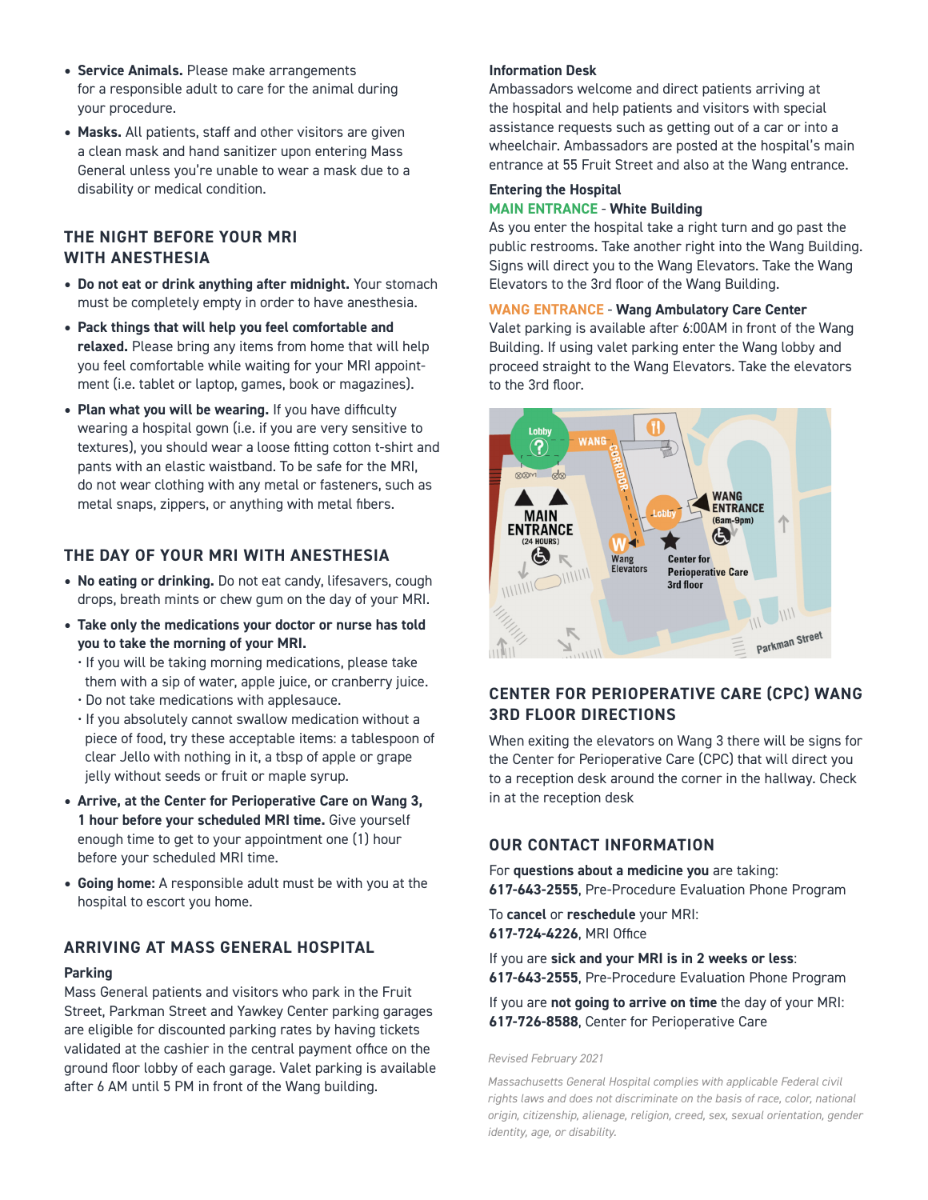- **Service Animals.** Please make arrangements for a responsible adult to care for the animal during your procedure.
- **Masks.** All patients, staff and other visitors are given a clean mask and hand sanitizer upon entering Mass General unless you're unable to wear a mask due to a disability or medical condition.

## THE NIGHT BEFORE YOUR MRI WITH ANESTHESIA

- **Do not eat or drink anything after midnight.** Your stomach must be completely empty in order to have anesthesia.
- **Pack things that will help you feel comfortable and relaxed.** Please bring any items from home that will help you feel comfortable while waiting for your MRI appointment (i.e. tablet or laptop, games, book or magazines).
- **Plan what you will be wearing.** If you have difficulty wearing a hospital gown (i.e. if you are very sensitive to textures), you should wear a loose fitting cotton t-shirt and pants with an elastic waistband. To be safe for the MRI, do not wear clothing with any metal or fasteners, such as metal snaps, zippers, or anything with metal fibers.

## THE DAY OF YOUR MRI WITH ANESTHESIA

- **No eating or drinking.** Do not eat candy, lifesavers, cough drops, breath mints or chew gum on the day of your MRI.
- **Take only the medications your doctor or nurse has told you to take the morning of your MRI.**
  - If you will be taking morning medications, please take them with a sip of water, apple juice, or cranberry juice.
  - Do not take medications with applesauce.
  - If you absolutely cannot swallow medication without a piece of food, try these acceptable items: a tablespoon of clear Jello with nothing in it, a tbsp of apple or grape jelly without seeds or fruit or maple syrup.
- **Arrive, at the Center for Perioperative Care on Wang 3, 1 hour before your scheduled MRI time.** Give yourself enough time to get to your appointment one (1) hour before your scheduled MRI time.
- **Going home:** A responsible adult must be with you at the hospital to escort you home.

## ARRIVING AT MASS GENERAL HOSPITAL

### Parking

Mass General patients and visitors who park in the Fruit Street, Parkman Street and Yawkey Center parking garages are eligible for discounted parking rates by having tickets validated at the cashier in the central payment office on the ground floor lobby of each garage. Valet parking is available after 6 AM until 5 PM in front of the Wang building.

### Information Desk

Ambassadors welcome and direct patients arriving at the hospital and help patients and visitors with special assistance requests such as getting out of a car or into a wheelchair. Ambassadors are posted at the hospital's main entrance at 55 Fruit Street and also at the Wang entrance.

### Entering the Hospital

**MAIN ENTRANCE - White Building**

As you enter the hospital take a right turn and go past the public restrooms. Take another right into the Wang Building. Signs will direct you to the Wang Elevators. Take the Wang Elevators to the 3rd floor of the Wang Building.

**WANG ENTRANCE - Wang Ambulatory Care Center**

Valet parking is available after 6:00AM in front of the Wang Building. If using valet parking enter the Wang lobby and proceed straight to the Wang Elevators. Take the elevators to the 3rd floor.

Lobby
WANG
CORRIDOR
MAIN ENTRANCE (24 HOURS)
Wang Elevators
Lobby
WANG ENTRANCE (6am-9pm)
Center for Perioperative Care 3rd floor
Parkman Street

## CENTER FOR PERIOPERATIVE CARE (CPC) WANG 3RD FLOOR DIRECTIONS

When exiting the elevators on Wang 3 there will be signs for the Center for Perioperative Care (CPC) that will direct you to a reception desk around the corner in the hallway. Check in at the reception desk

## OUR CONTACT INFORMATION

For **questions about a medicine you** are taking:
**617-643-2555**, Pre-Procedure Evaluation Phone Program

To **cancel** or **reschedule** your MRI:
**617-724-4226**, MRI Office

If you are **sick and your MRI is in 2 weeks or less**:
**617-643-2555**, Pre-Procedure Evaluation Phone Program

If you are **not going to arrive on time** the day of your MRI:
**617-726-8588**, Center for Perioperative Care

*Revised February 2021*

*Massachusetts General Hospital complies with applicable Federal civil rights laws and does not discriminate on the basis of race, color, national origin, citizenship, alienage, religion, creed, sex, sexual orientation, gender identity, age, or disability.*